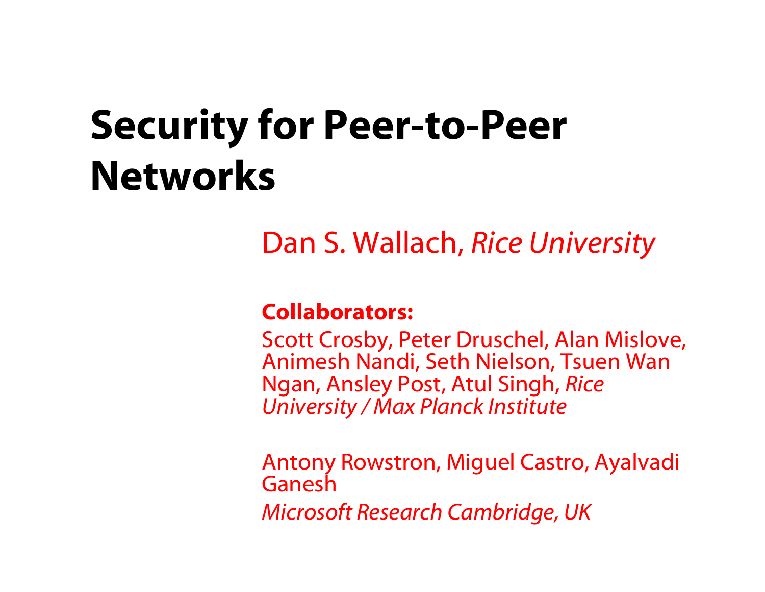# Security for Peer-to-Peer Networks

Dan S. Wallach, *Rice University*

**Collaborators:**

Scott Crosby, Peter Druschel, Alan Mislove, Animesh Nandi, Seth Nielson, Tsuen Wan Ngan, Ansley Post, Atul Singh, *Rice University / Max Planck Institute*

Antony Rowstron, Miguel Castro, Ayalvadi Ganesh

*Microsoft Research Cambridge, UK*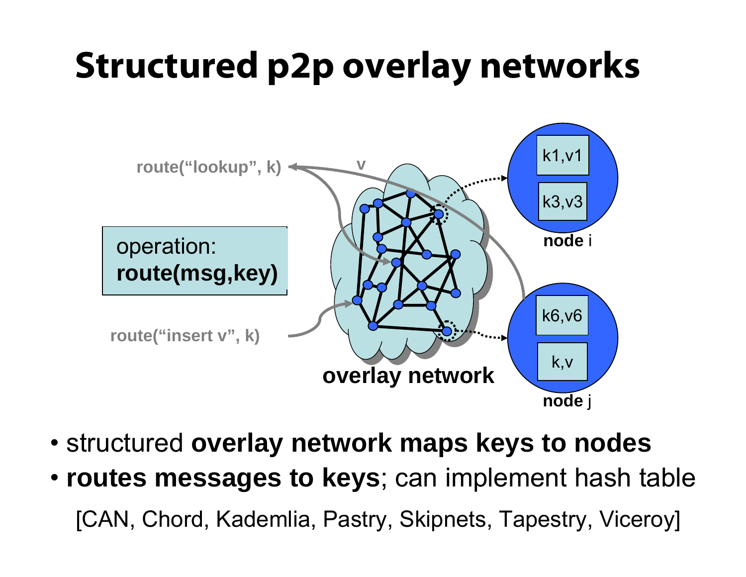# Structured p2p overlay networks

route("lookup", k)

v

operation:
**route(msg,key)**

route("insert v", k)

**overlay network**

k1,v1

k3,v3

**node** i

k6,v6

k,v

**node** j

- structured **overlay network maps keys to nodes**
- **routes messages to keys**; can implement hash table

[CAN, Chord, Kademlia, Pastry, Skipnets, Tapestry, Viceroy]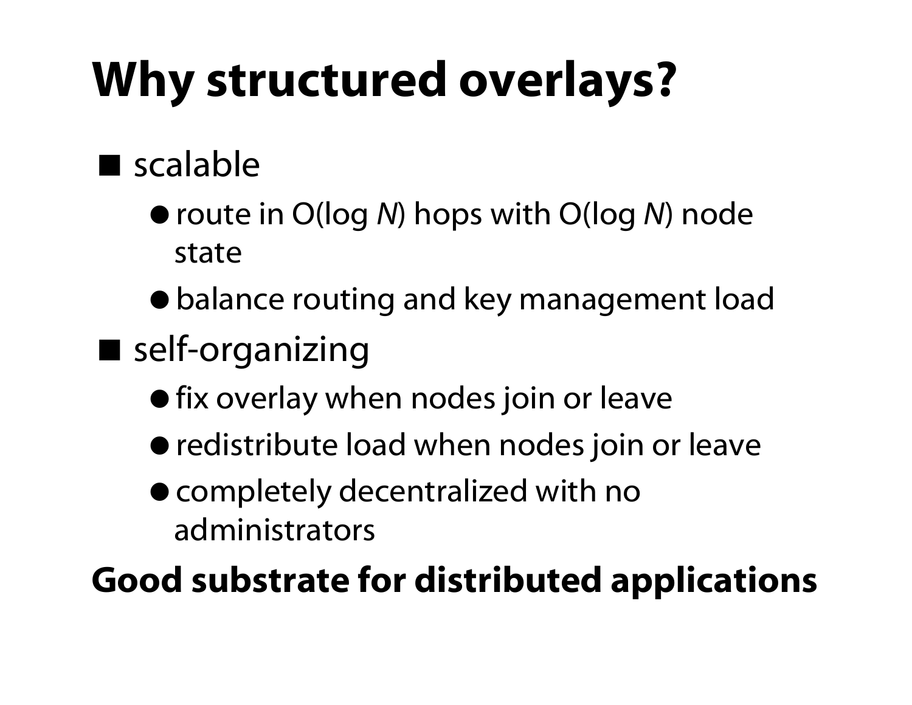# Why structured overlays?

- scalable
  - route in $O(\log N)$ hops with $O(\log N)$ node state
  - balance routing and key management load
- self-organizing
  - fix overlay when nodes join or leave
  - redistribute load when nodes join or leave
  - completely decentralized with no administrators

**Good substrate for distributed applications**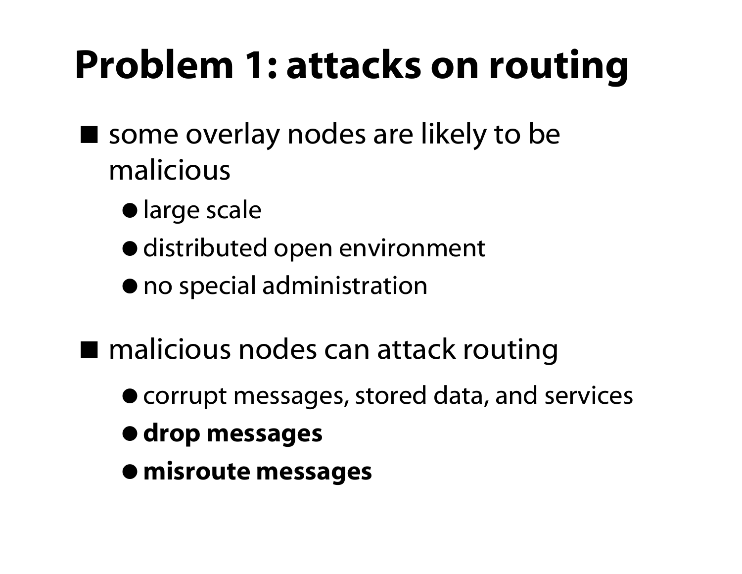# Problem 1: attacks on routing

- some overlay nodes are likely to be malicious
  - large scale
  - distributed open environment
  - no special administration

- malicious nodes can attack routing
  - corrupt messages, stored data, and services
  - **drop messages**
  - **misroute messages**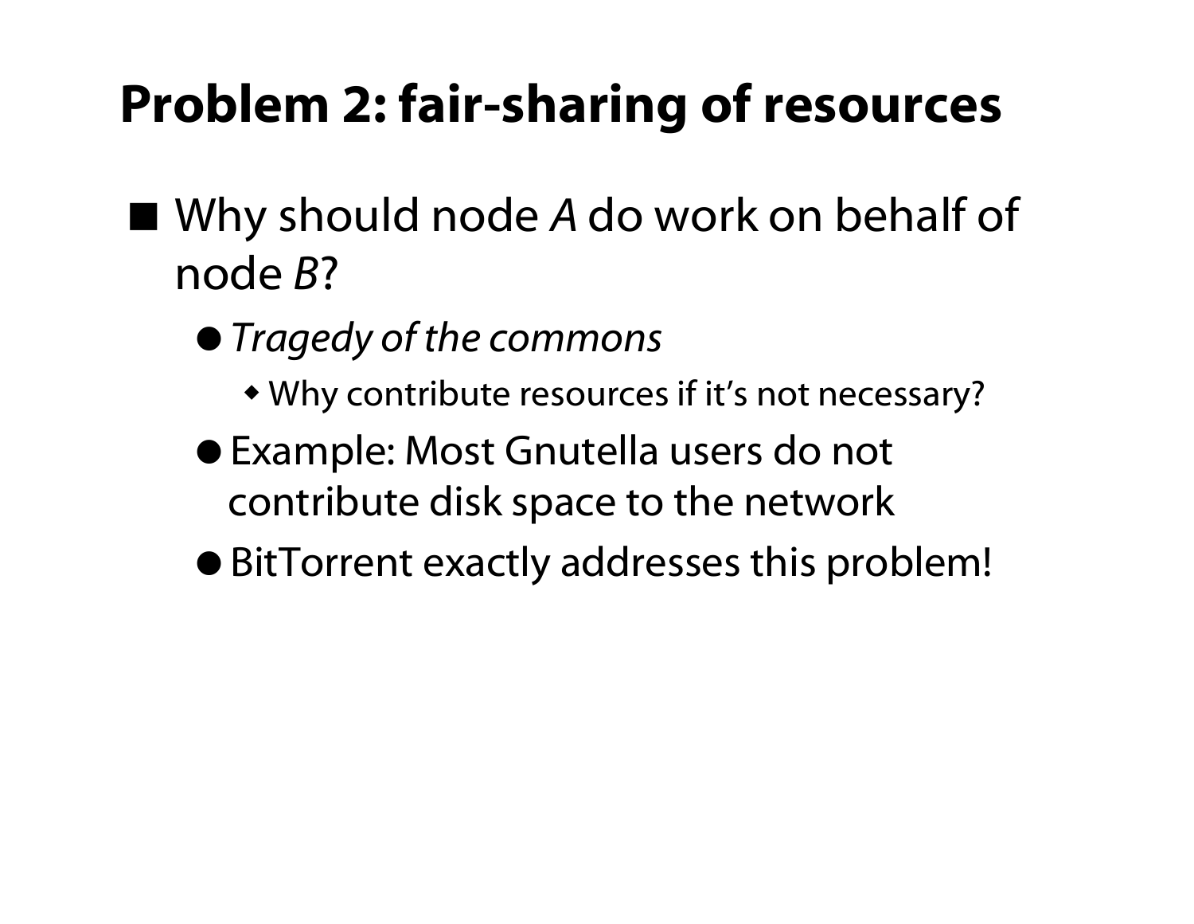# Problem 2: fair-sharing of resources

- Why should node *A* do work on behalf of node *B*?
  - *Tragedy of the commons*
    - Why contribute resources if it's not necessary?
  - Example: Most Gnutella users do not contribute disk space to the network
  - BitTorrent exactly addresses this problem!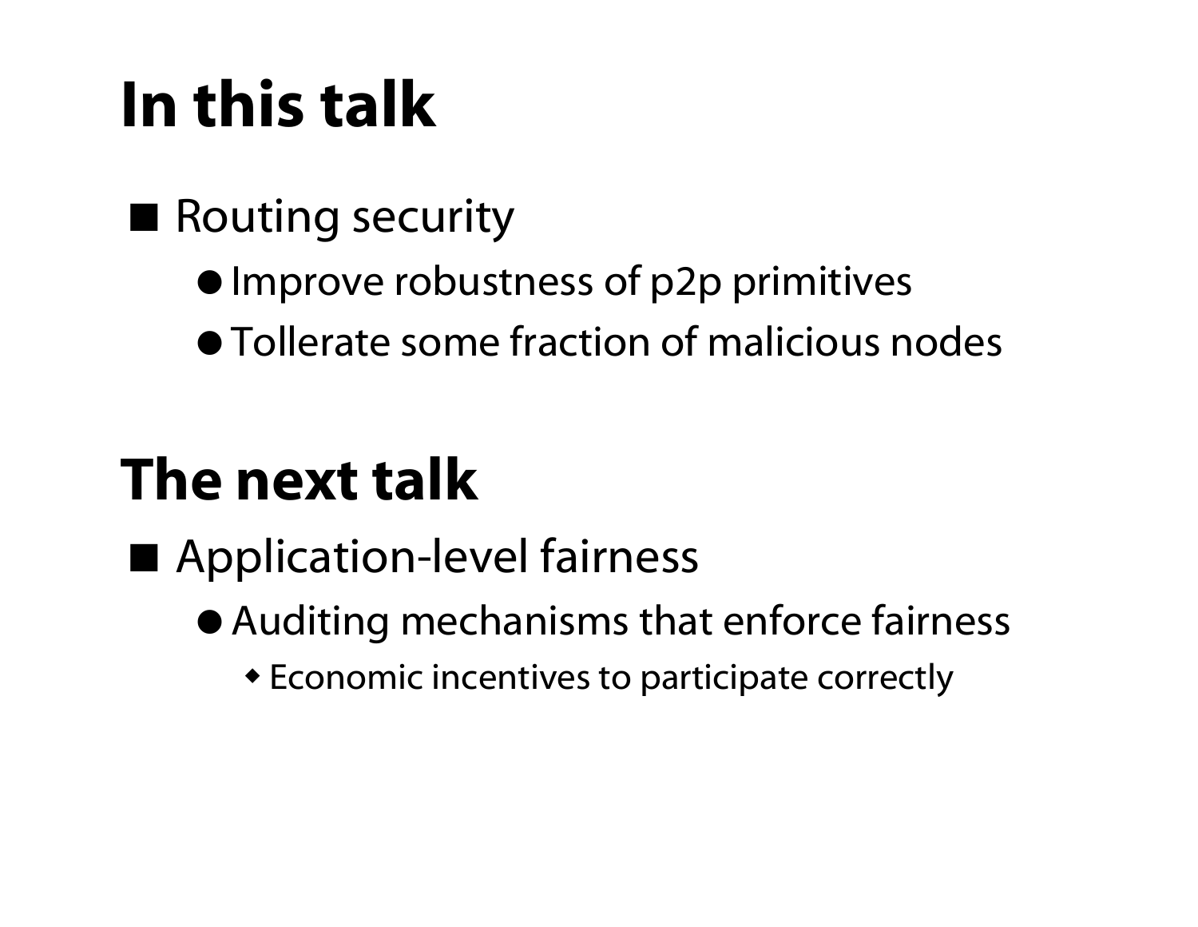# In this talk

- Routing security
  - Improve robustness of p2p primitives
  - Tollerate some fraction of malicious nodes

# The next talk

- Application-level fairness
  - Auditing mechanisms that enforce fairness
    - Economic incentives to participate correctly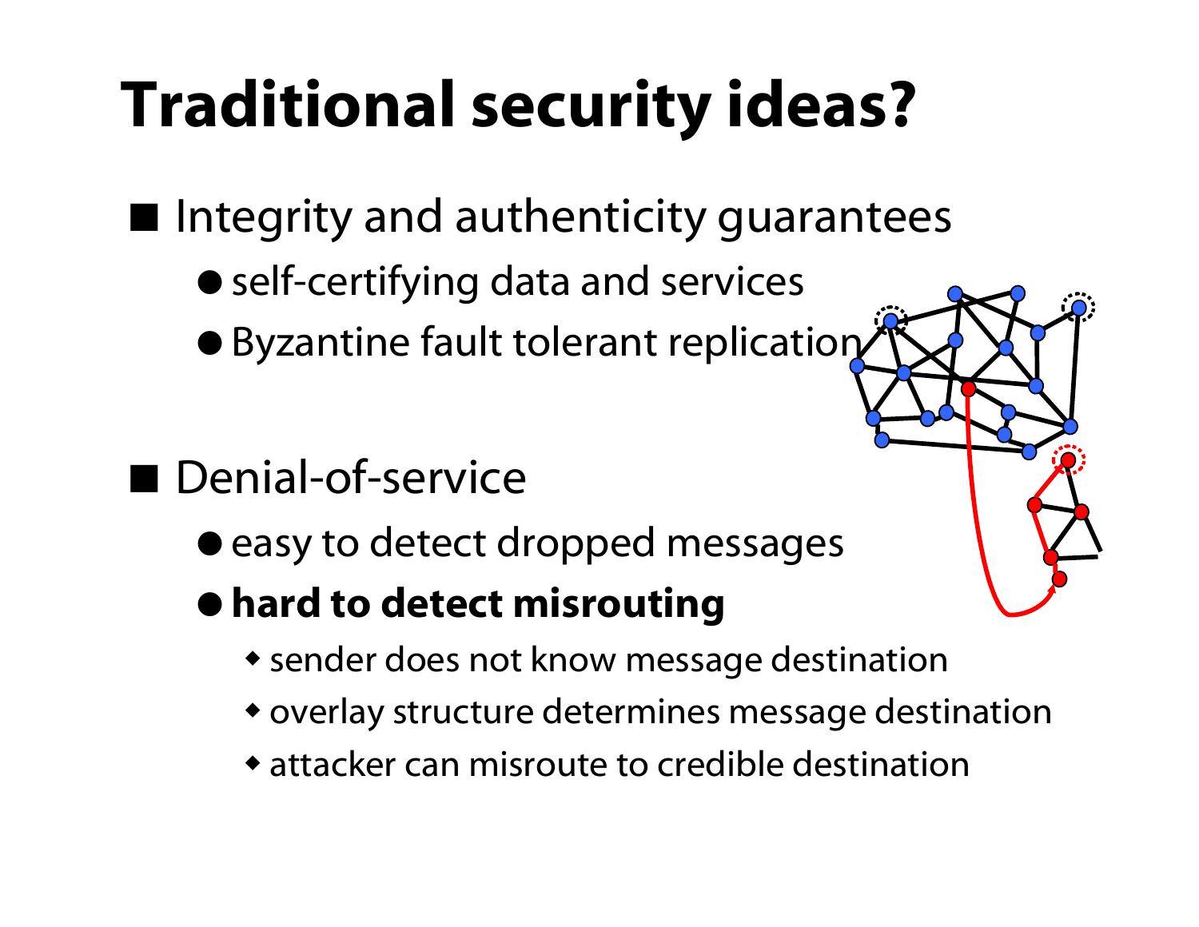# Traditional security ideas?

- Integrity and authenticity guarantees
  - self-certifying data and services
  - Byzantine fault tolerant replication
- Denial-of-service
  - easy to detect dropped messages
  - **hard to detect misrouting**
    - sender does not know message destination
    - overlay structure determines message destination
    - attacker can misroute to credible destination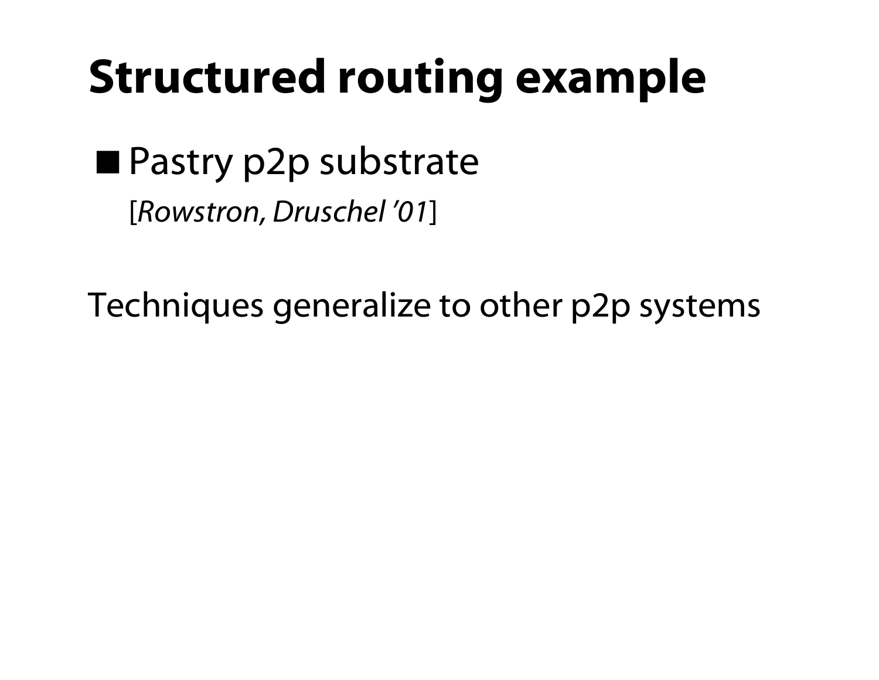# Structured routing example

- Pastry p2p substrate
  [*Rowstron, Druschel '01*]

Techniques generalize to other p2p systems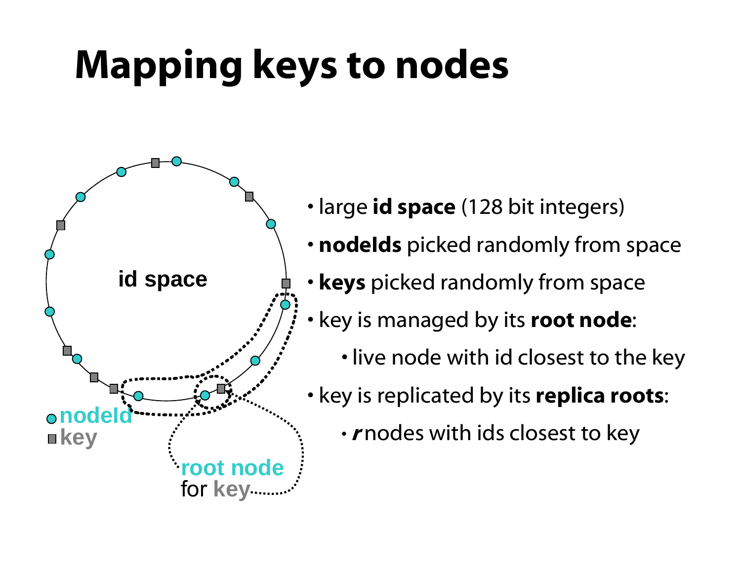# Mapping keys to nodes

id space

nodeId

key

root node for key

- large **id space** (128 bit integers)
- **nodeIds** picked randomly from space
- **keys** picked randomly from space
- key is managed by its **root node**:
  - live node with id closest to the key
- key is replicated by its **replica roots**:
  - ***r*** nodes with ids closest to key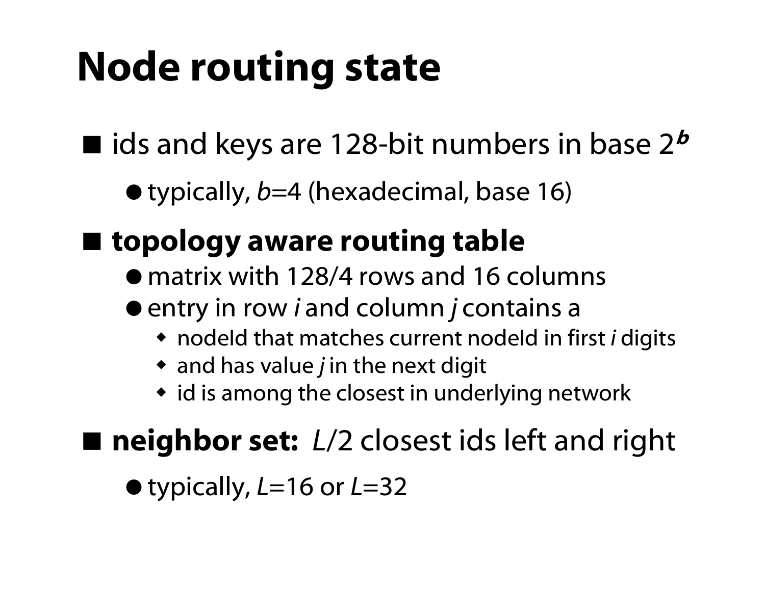# Node routing state

- ids and keys are 128-bit numbers in base $2^b$
  - typically, $b$=4 (hexadecimal, base 16)
- **topology aware routing table**
  - matrix with 128/4 rows and 16 columns
  - entry in row *i* and column *j* contains a
    - nodeId that matches current nodeId in first *i* digits
    - and has value *j* in the next digit
    - id is among the closest in underlying network
- **neighbor set:** *L*/2 closest ids left and right
  - typically, *L*=16 or *L*=32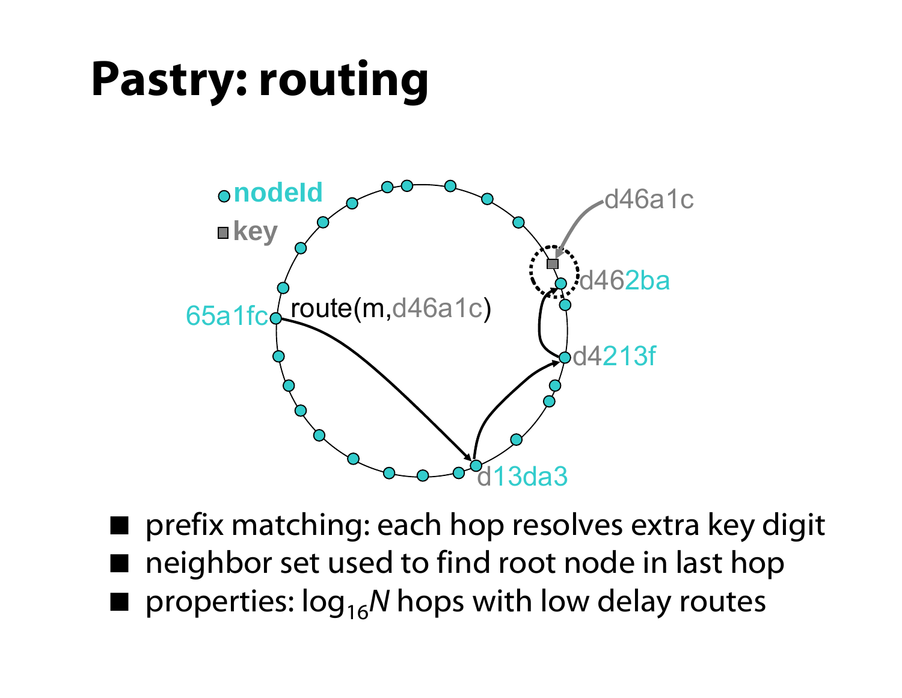# Pastry: routing

- prefix matching: each hop resolves extra key digit
- neighbor set used to find root node in last hop
- properties: $\log_{16} N$ hops with low delay routes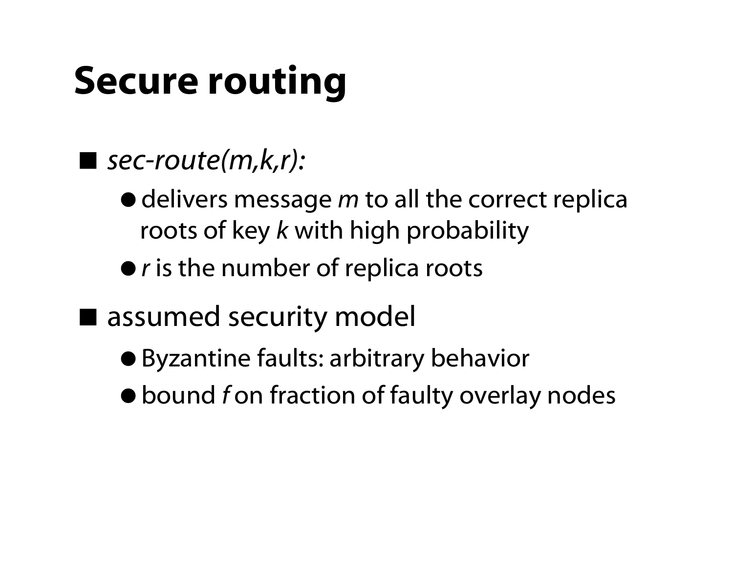# Secure routing

- *sec-route(m,k,r):*
  - delivers message *m* to all the correct replica roots of key *k* with high probability
  - *r* is the number of replica roots
- assumed security model
  - Byzantine faults: arbitrary behavior
  - bound *f* on fraction of faulty overlay nodes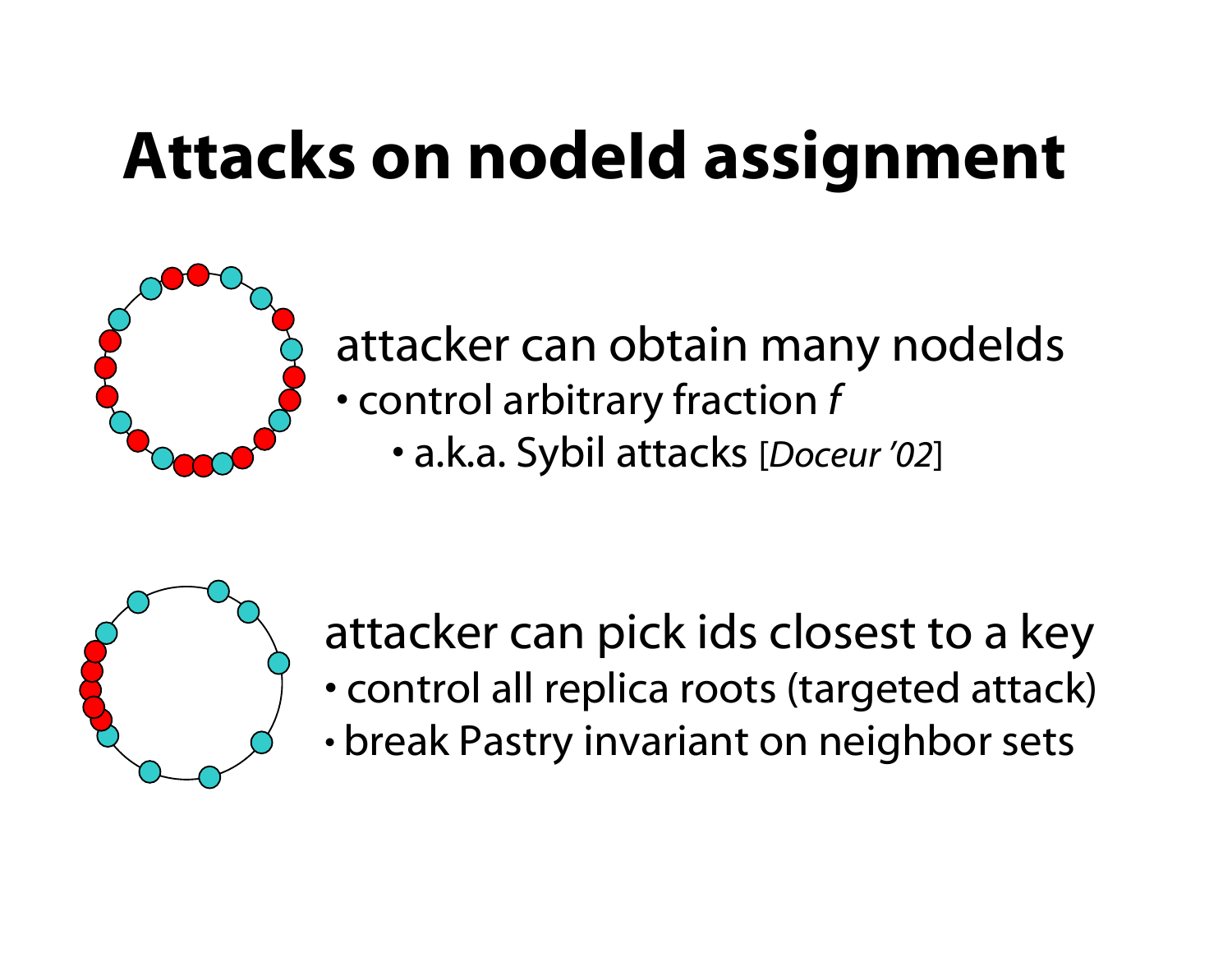# Attacks on nodeId assignment

attacker can obtain many nodeIds

- control arbitrary fraction *f*
    - a.k.a. Sybil attacks [*Doceur '02*]

attacker can pick ids closest to a key

- control all replica roots (targeted attack)
- break Pastry invariant on neighbor sets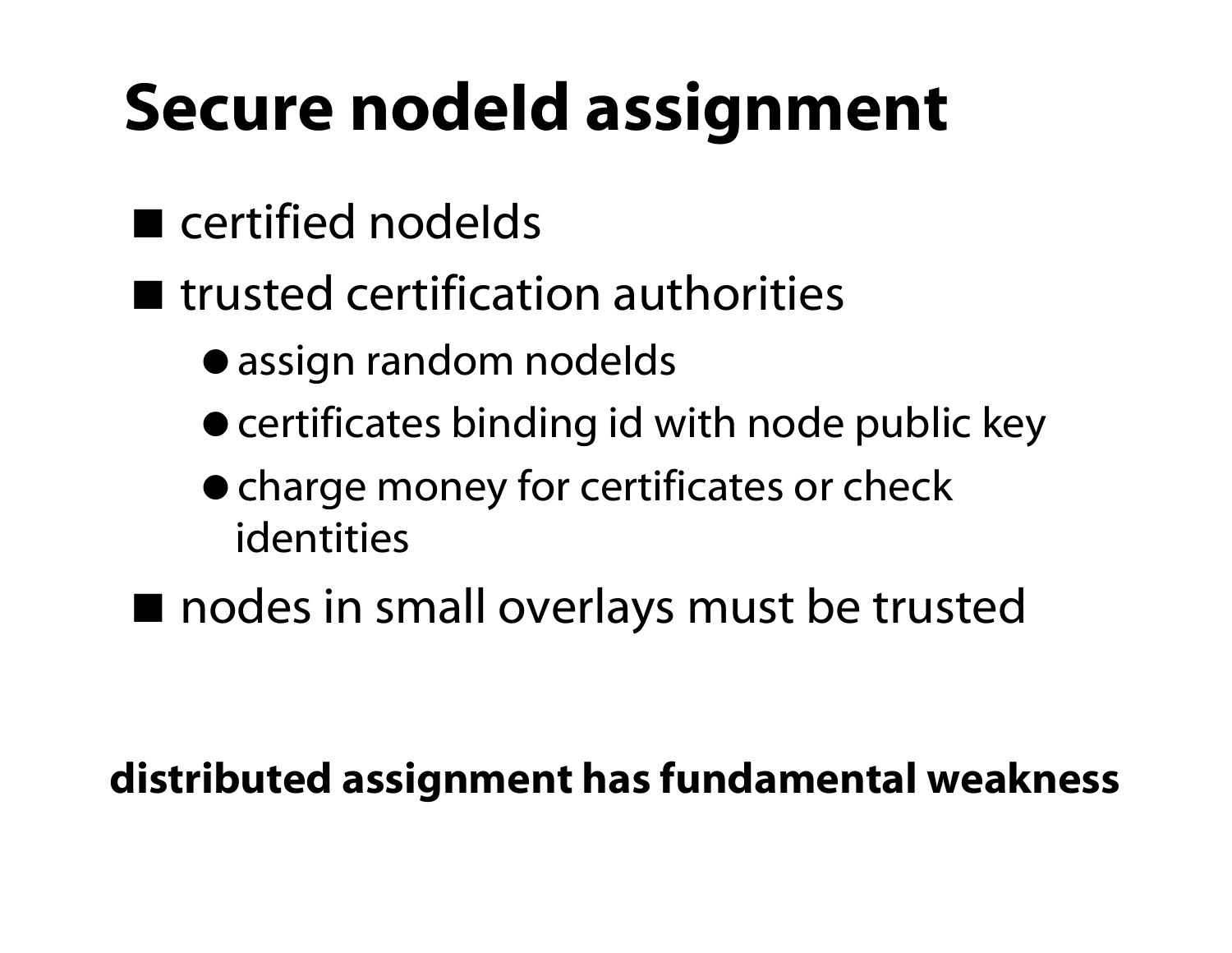# Secure nodeId assignment

- certified nodeIds
- trusted certification authorities
  - assign random nodeIds
  - certificates binding id with node public key
  - charge money for certificates or check identities
- nodes in small overlays must be trusted

**distributed assignment has fundamental weakness**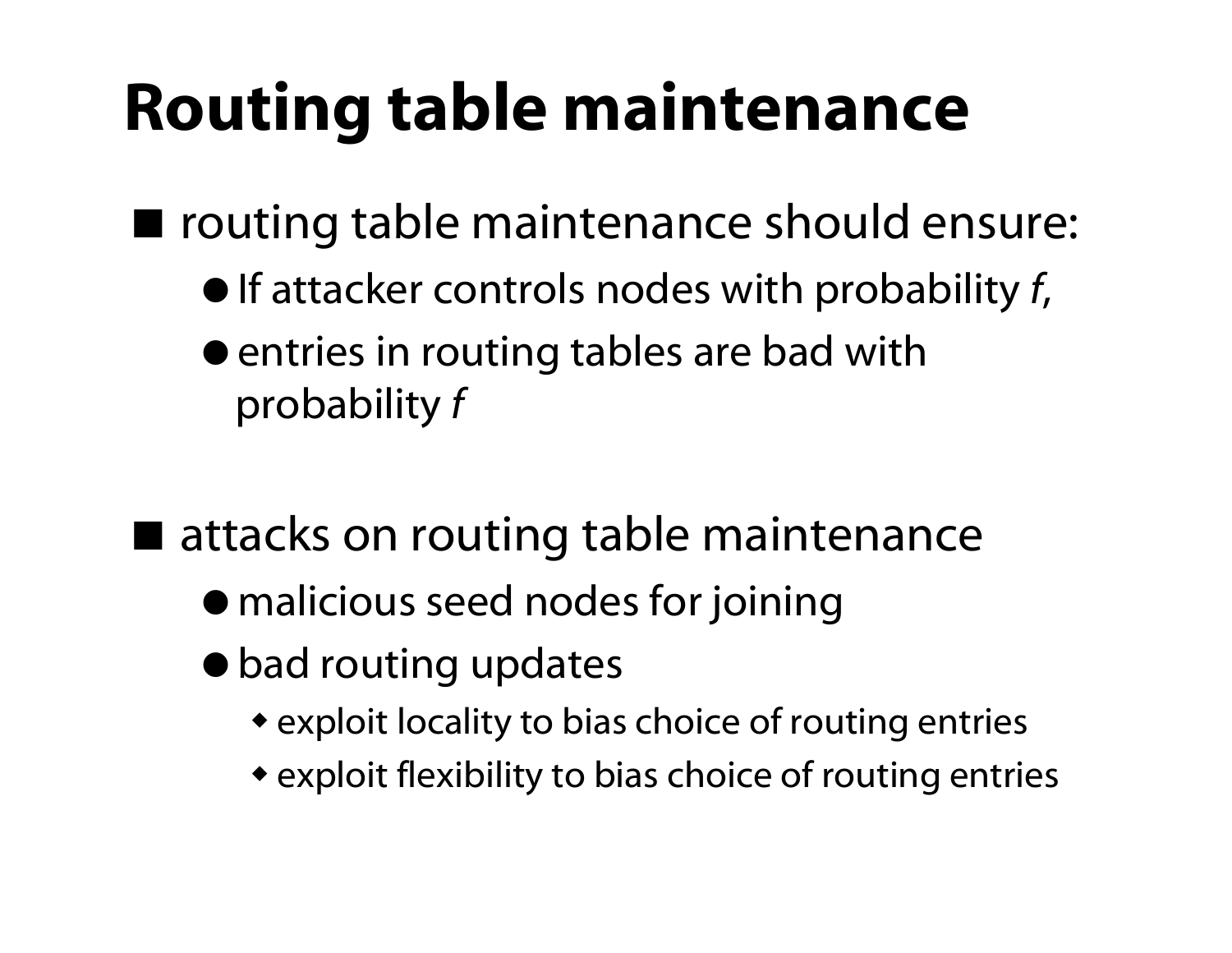# Routing table maintenance

- routing table maintenance should ensure:
  - If attacker controls nodes with probability *f*,
  - entries in routing tables are bad with probability *f*

- attacks on routing table maintenance
  - malicious seed nodes for joining
  - bad routing updates
    - exploit locality to bias choice of routing entries
    - exploit flexibility to bias choice of routing entries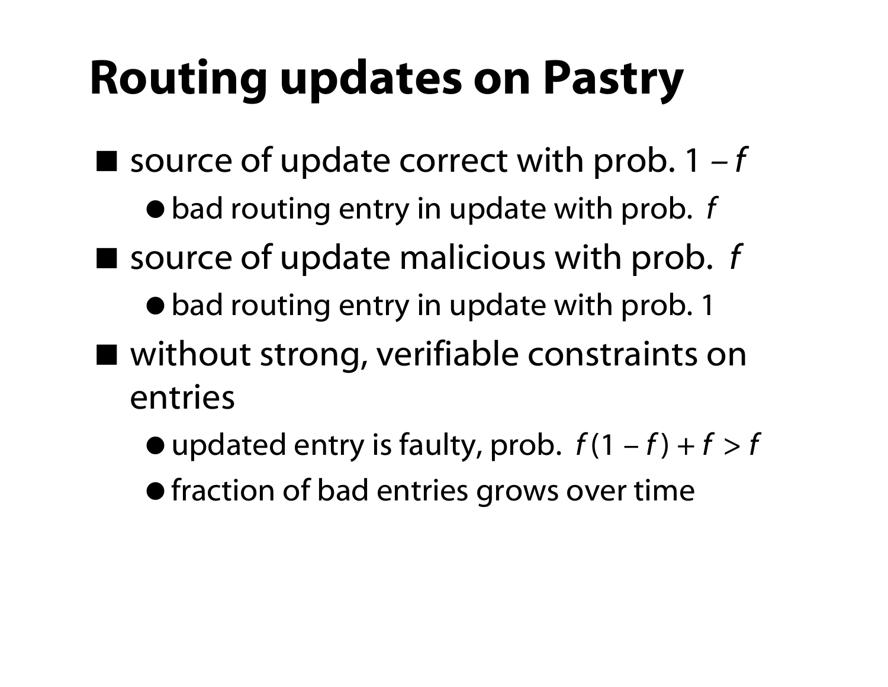# Routing updates on Pastry

- source of update correct with prob. $1 - f$
  - bad routing entry in update with prob. $f$
- source of update malicious with prob. $f$
  - bad routing entry in update with prob. 1
- without strong, verifiable constraints on entries
  - updated entry is faulty, prob. $f(1 - f) + f > f$
  - fraction of bad entries grows over time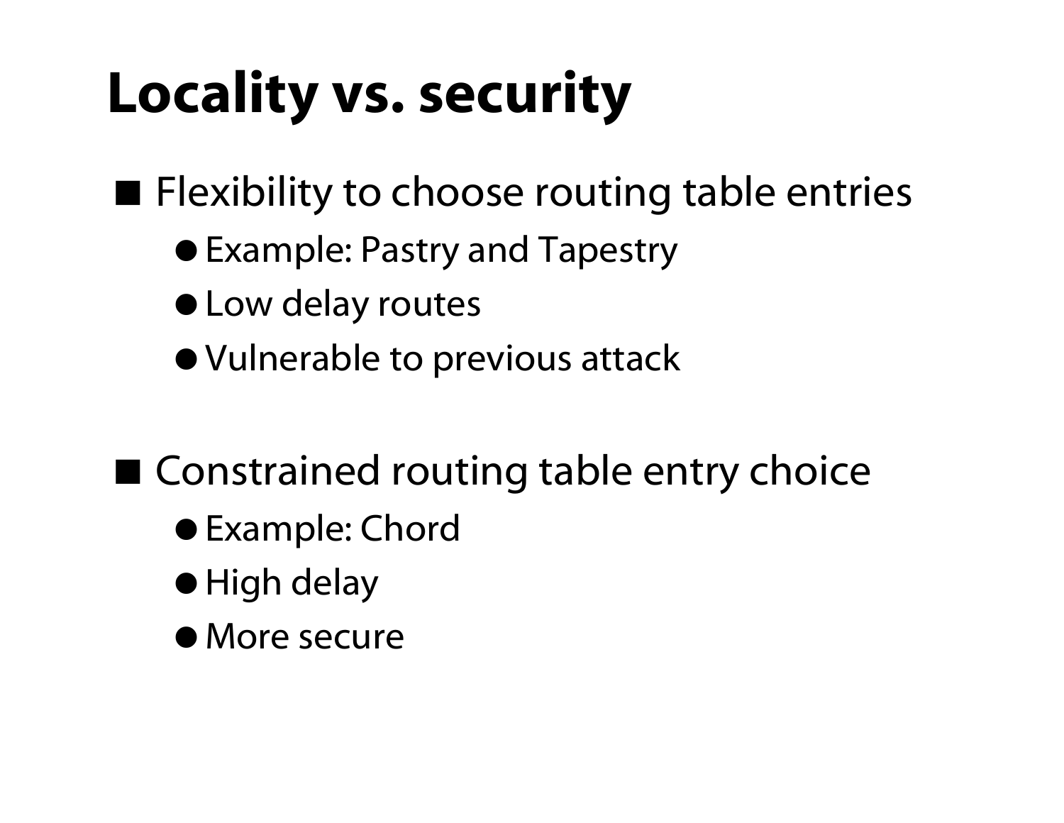# Locality vs. security

- Flexibility to choose routing table entries
  - Example: Pastry and Tapestry
  - Low delay routes
  - Vulnerable to previous attack

- Constrained routing table entry choice
  - Example: Chord
  - High delay
  - More secure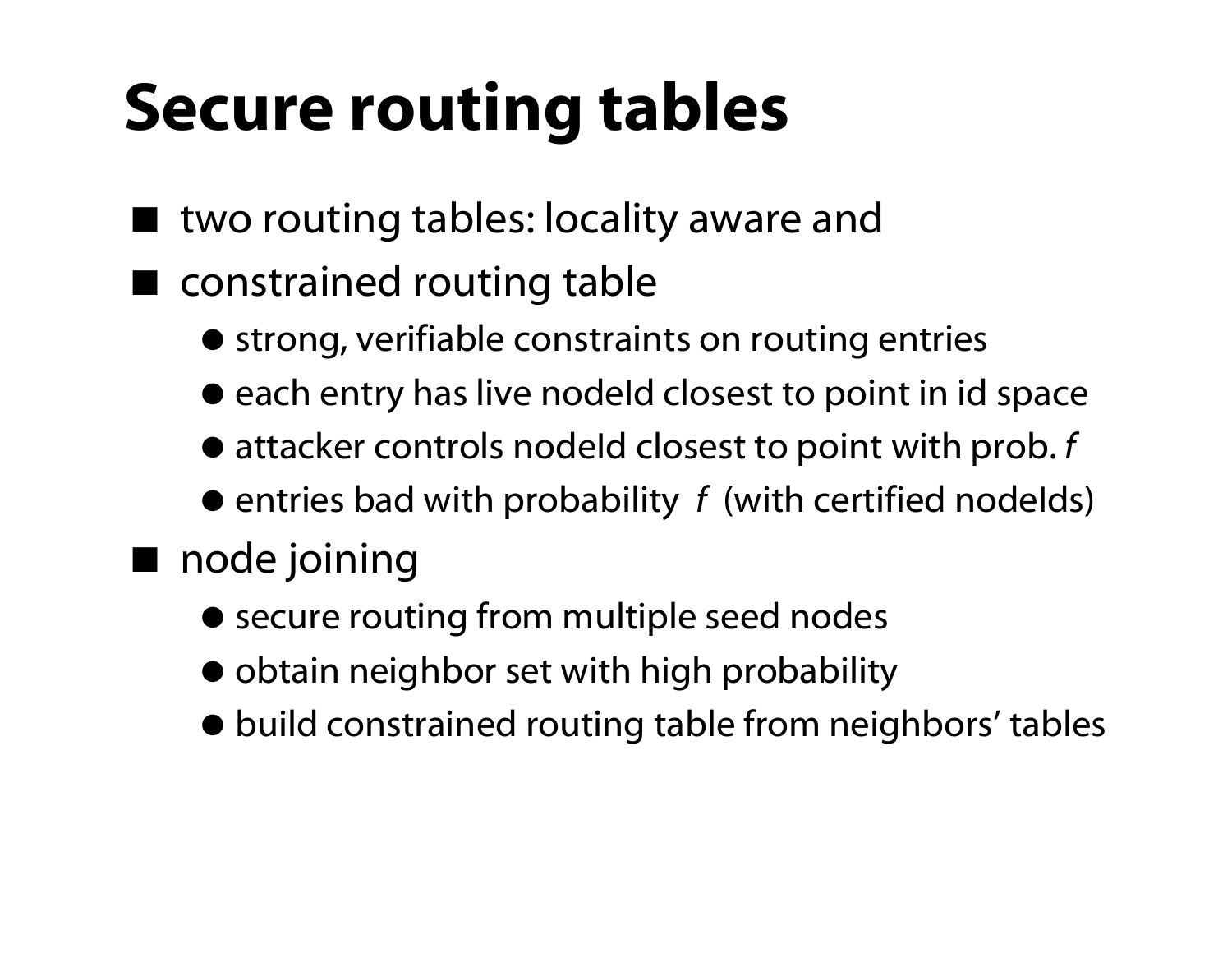# Secure routing tables

- two routing tables: locality aware and
- constrained routing table
  - strong, verifiable constraints on routing entries
  - each entry has live nodeId closest to point in id space
  - attacker controls nodeId closest to point with prob. *f*
  - entries bad with probability *f* (with certified nodeIds)
- node joining
  - secure routing from multiple seed nodes
  - obtain neighbor set with high probability
  - build constrained routing table from neighbors' tables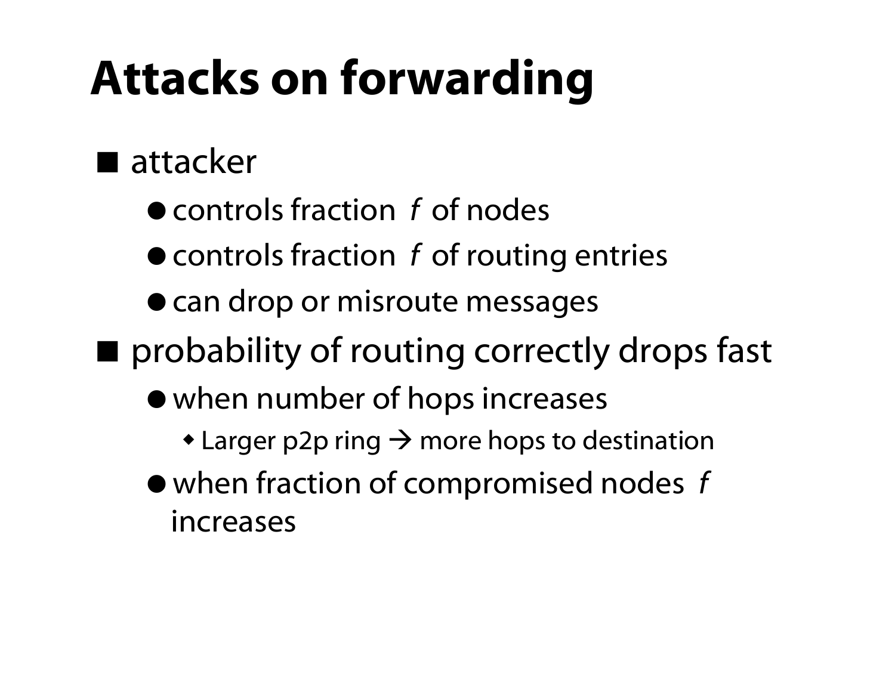# Attacks on forwarding

- attacker
  - controls fraction $f$ of nodes
  - controls fraction $f$ of routing entries
  - can drop or misroute messages
- probability of routing correctly drops fast
  - when number of hops increases
    - Larger p2p ring → more hops to destination
  - when fraction of compromised nodes $f$ increases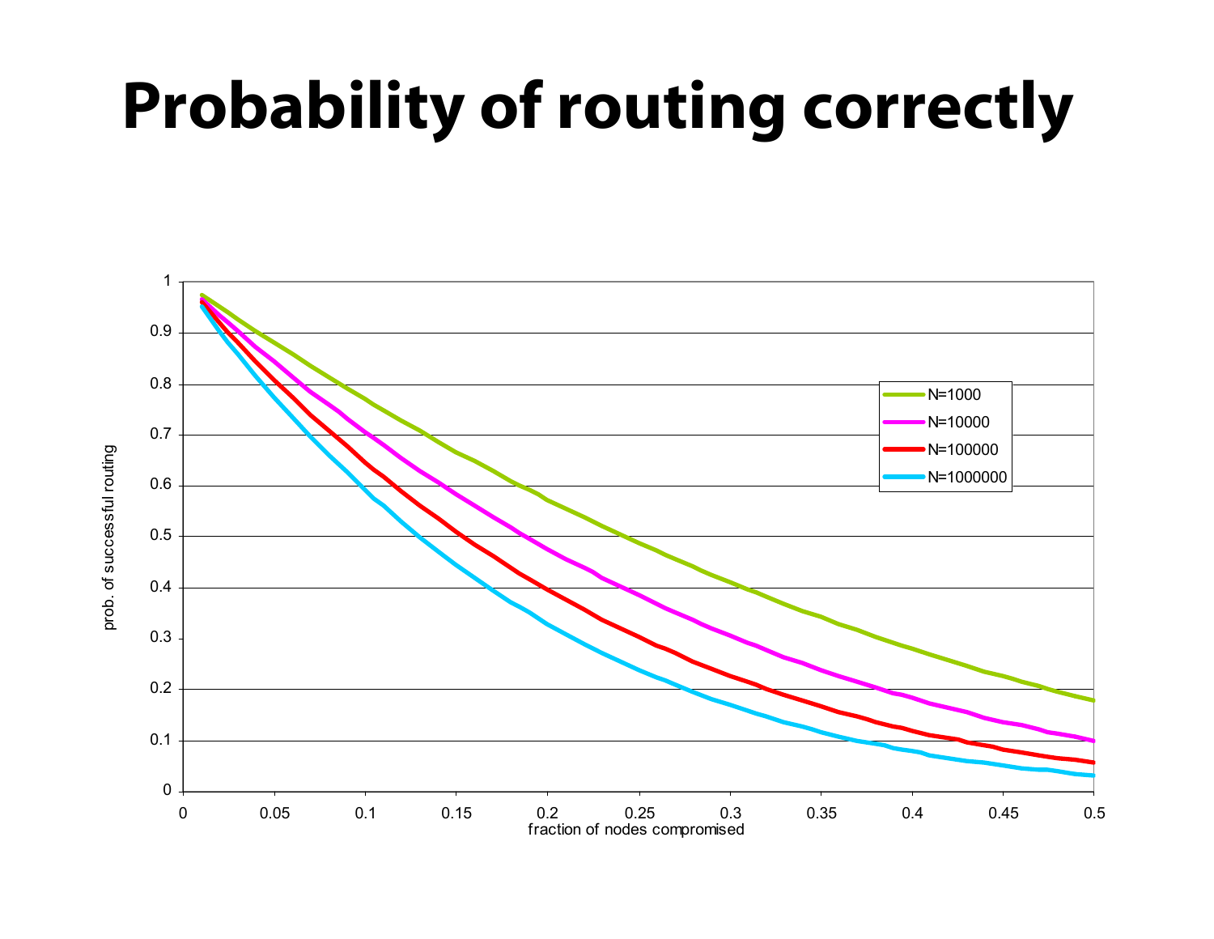# Probability of routing correctly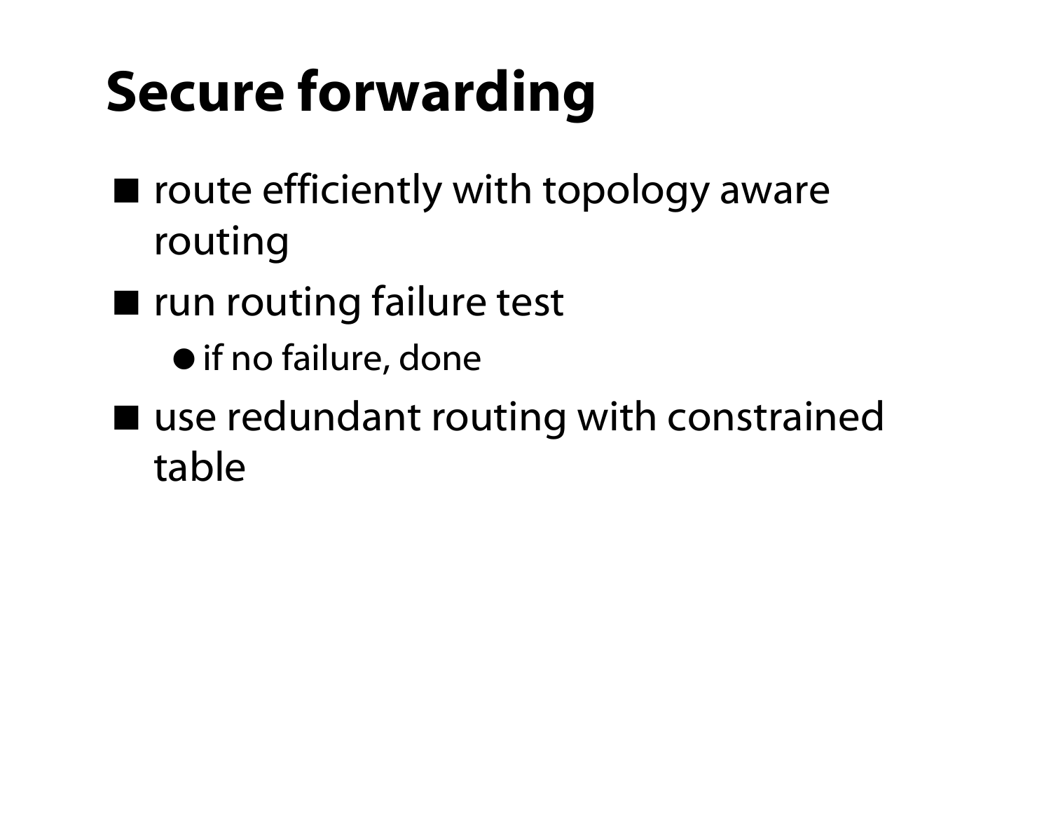# Secure forwarding

- route efficiently with topology aware routing
- run routing failure test
  - if no failure, done
- use redundant routing with constrained table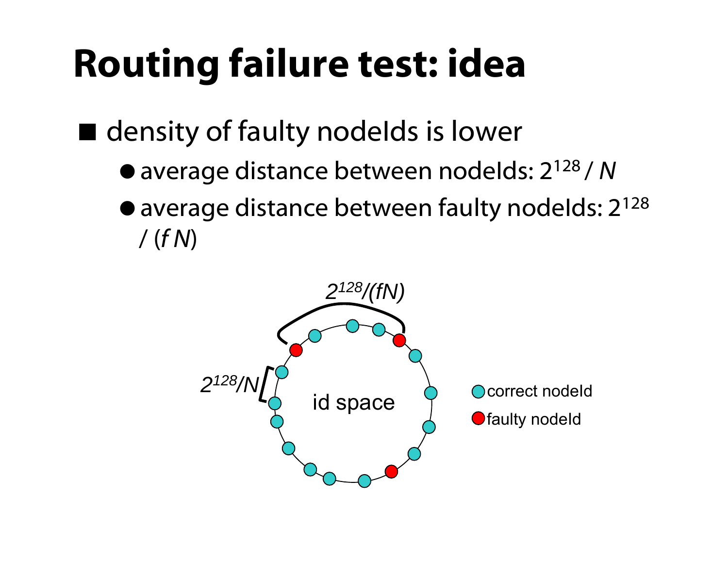# Routing failure test: idea

- density of faulty nodeIds is lower
  - average distance between nodeIds: $2^{128} / N$
  - average distance between faulty nodeIds: $2^{128} / (f N)$

$2^{128}/(fN)$

$2^{128}/N$

id space

correct nodeId

faulty nodeId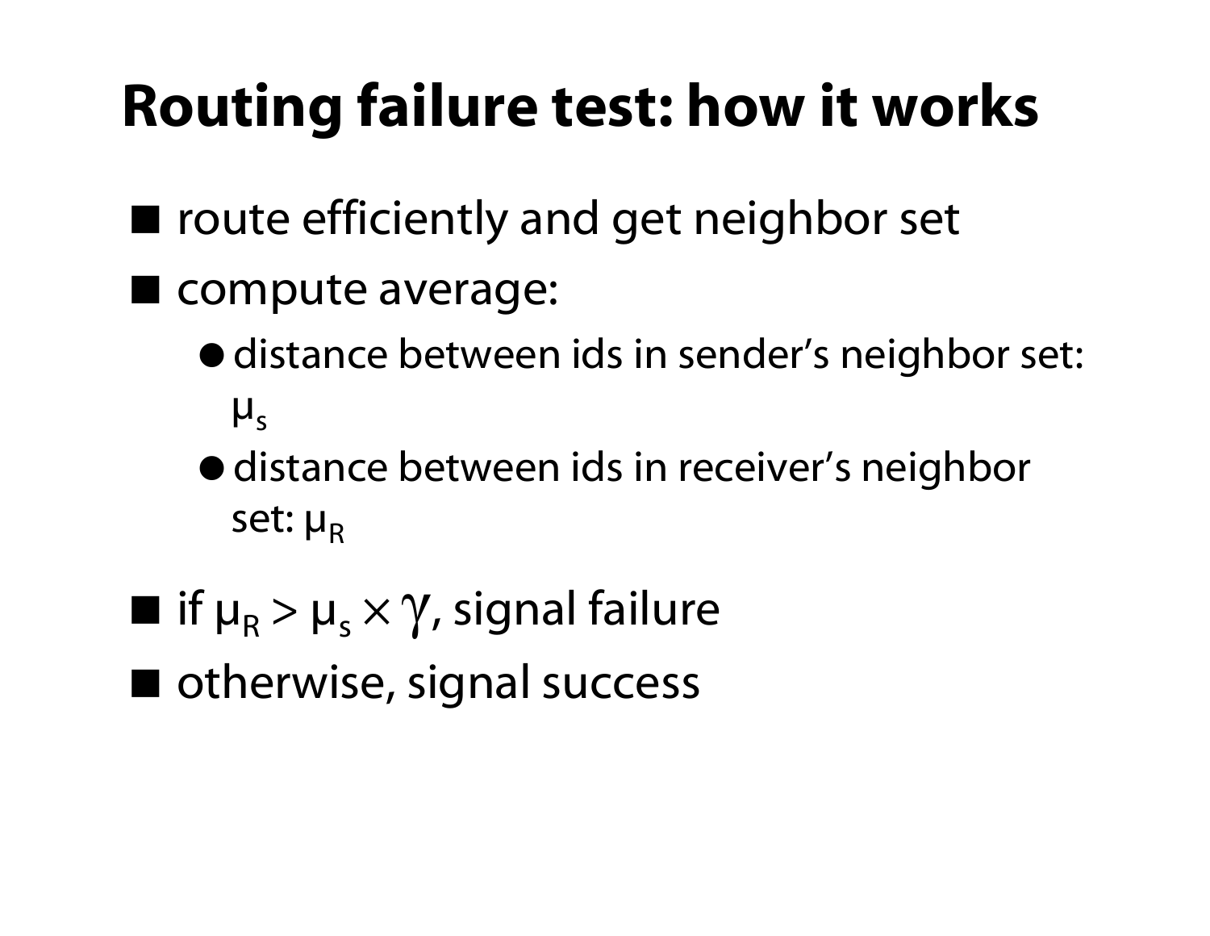# Routing failure test: how it works

- route efficiently and get neighbor set
- compute average:
  - distance between ids in sender's neighbor set: $\mu_s$
  - distance between ids in receiver's neighbor set: $\mu_R$
- if $\mu_R > \mu_s \times \gamma$, signal failure
- otherwise, signal success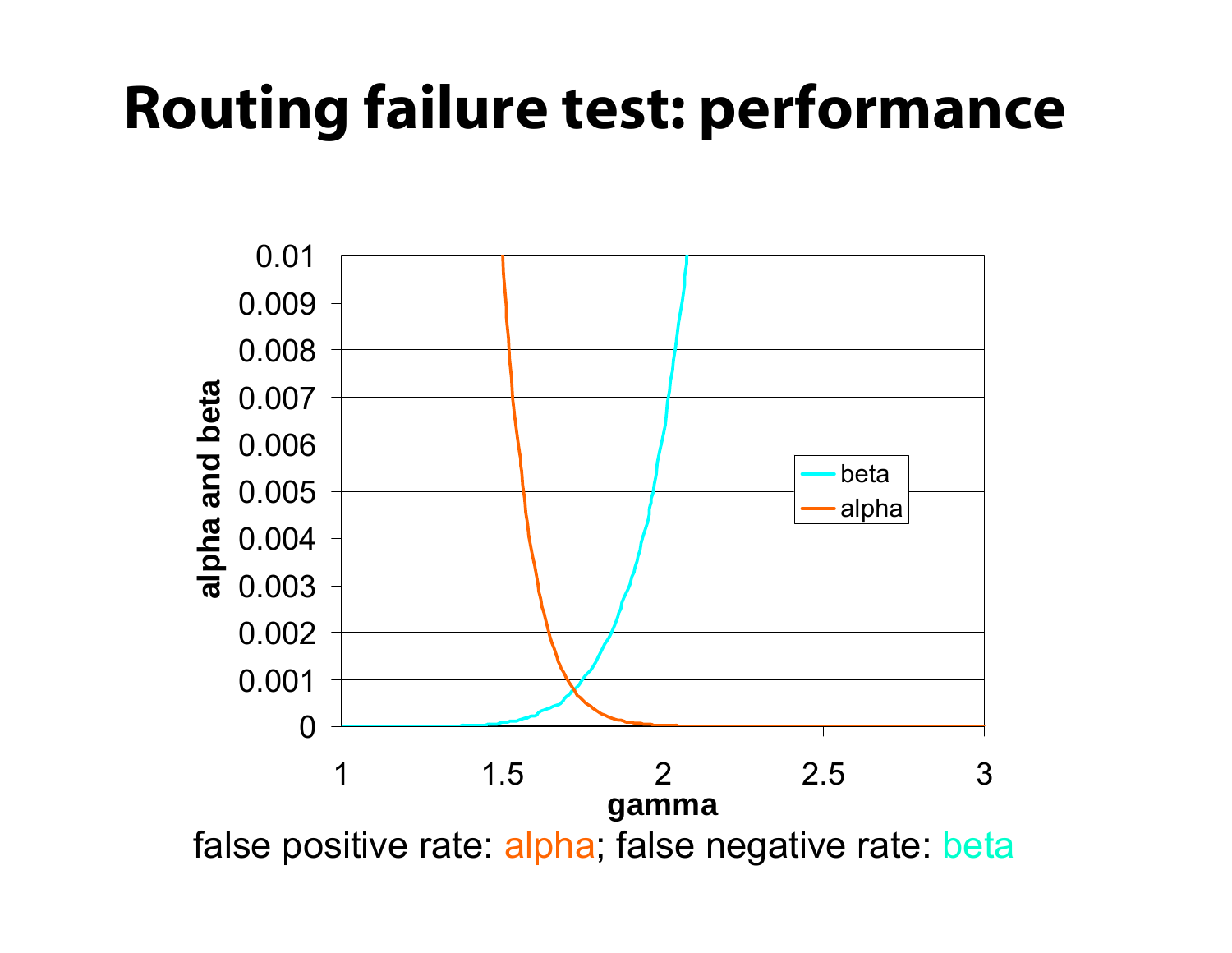# Routing failure test: performance

false positive rate: alpha; false negative rate: beta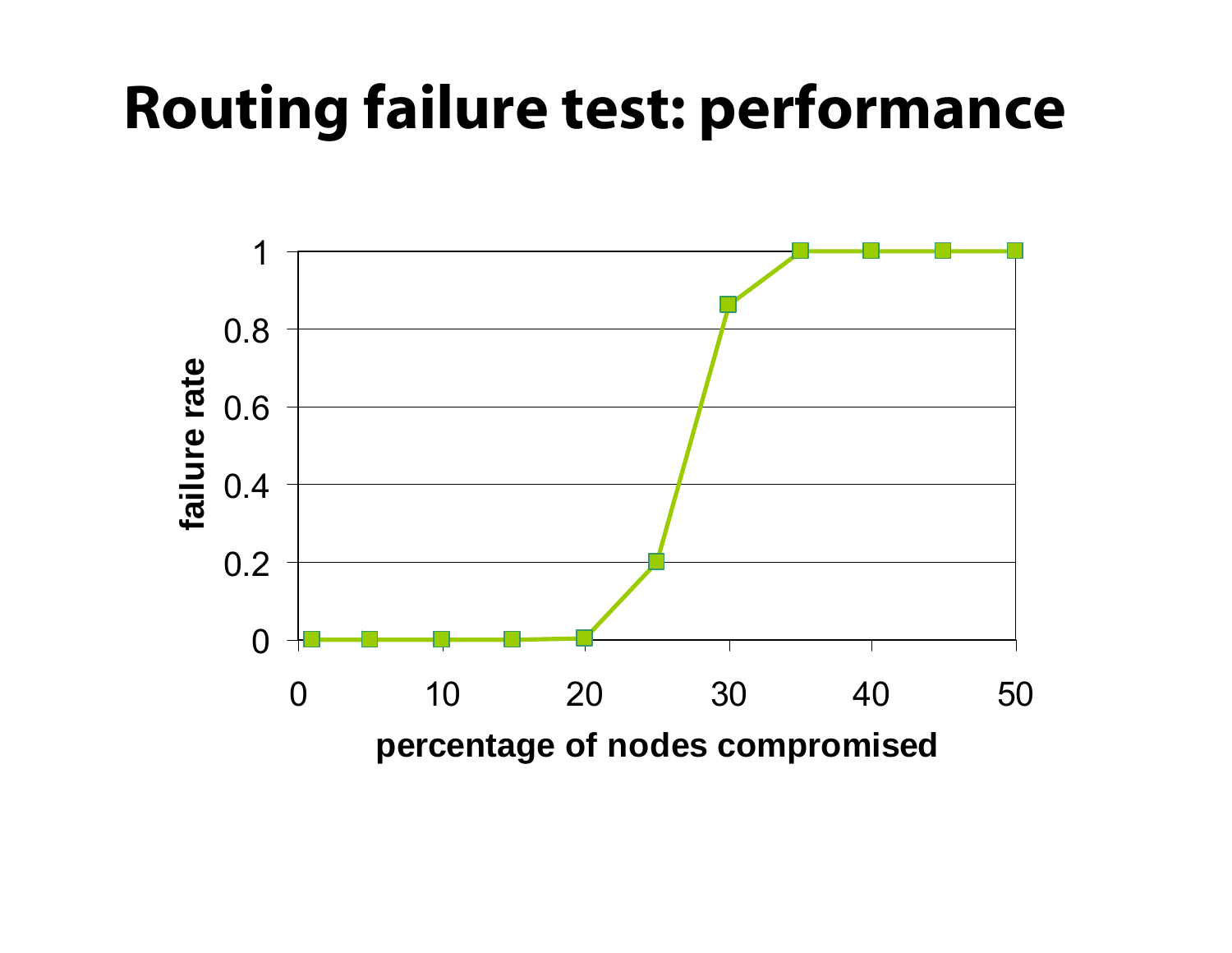# Routing failure test: performance

failure rate

1
0.8
0.6
0.4
0.2
0

0 10 20 30 40 50

percentage of nodes compromised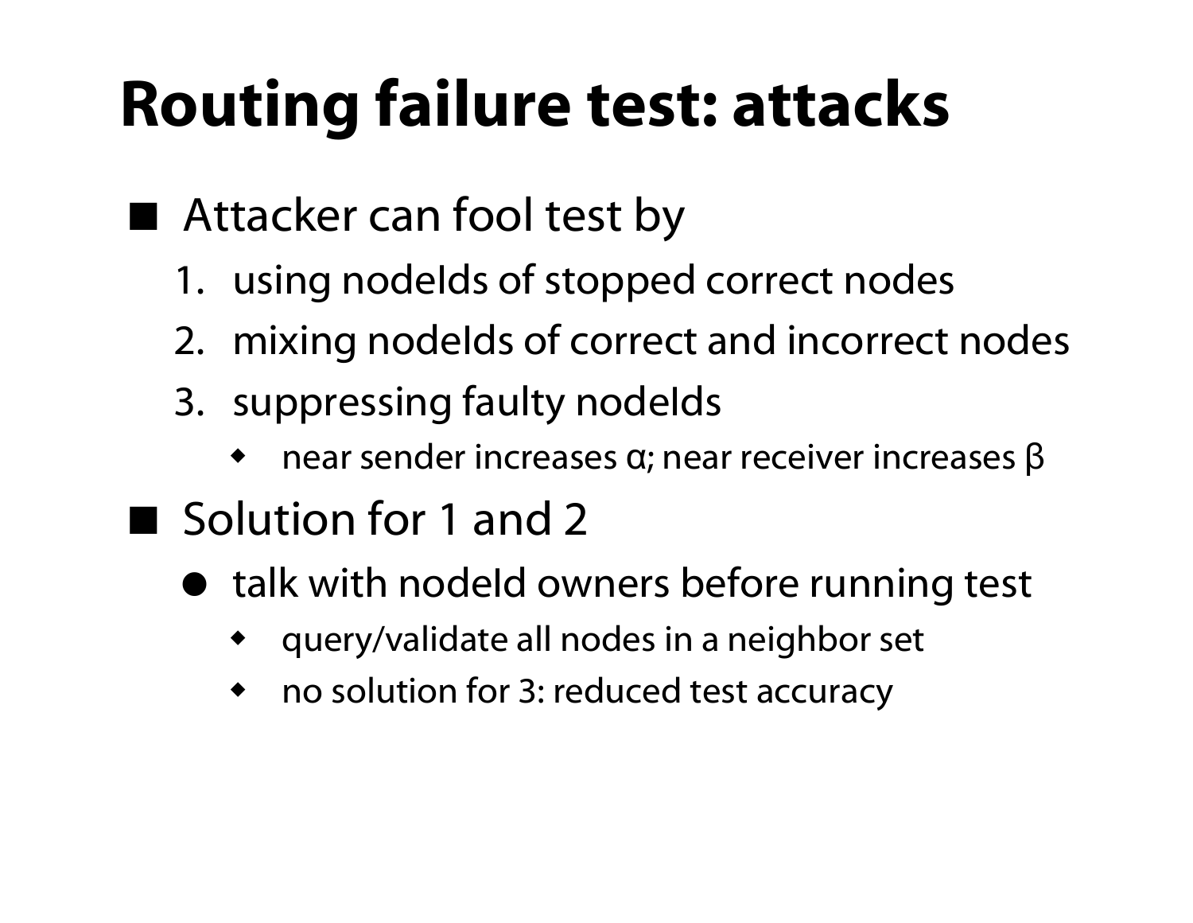# Routing failure test: attacks

- Attacker can fool test by
  1. using nodeIds of stopped correct nodes
  2. mixing nodeIds of correct and incorrect nodes
  3. suppressing faulty nodeIds
     - near sender increases $\alpha$; near receiver increases $\beta$
- Solution for 1 and 2
  - talk with nodeId owners before running test
    - query/validate all nodes in a neighbor set
    - no solution for 3: reduced test accuracy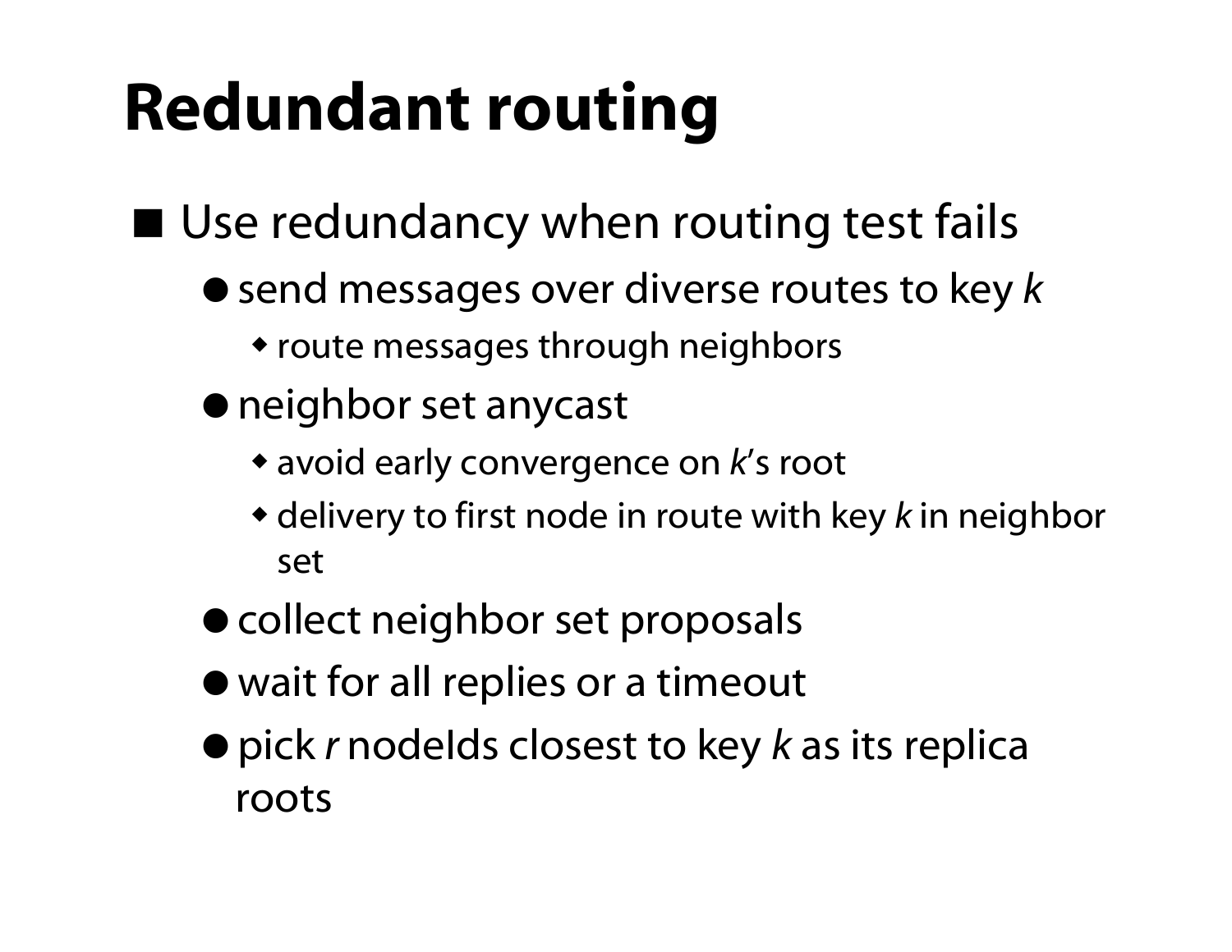# Redundant routing

- Use redundancy when routing test fails
  - send messages over diverse routes to key *k*
    - route messages through neighbors
  - neighbor set anycast
    - avoid early convergence on *k*'s root
    - delivery to first node in route with key *k* in neighbor set
  - collect neighbor set proposals
  - wait for all replies or a timeout
  - pick *r* nodeIds closest to key *k* as its replica roots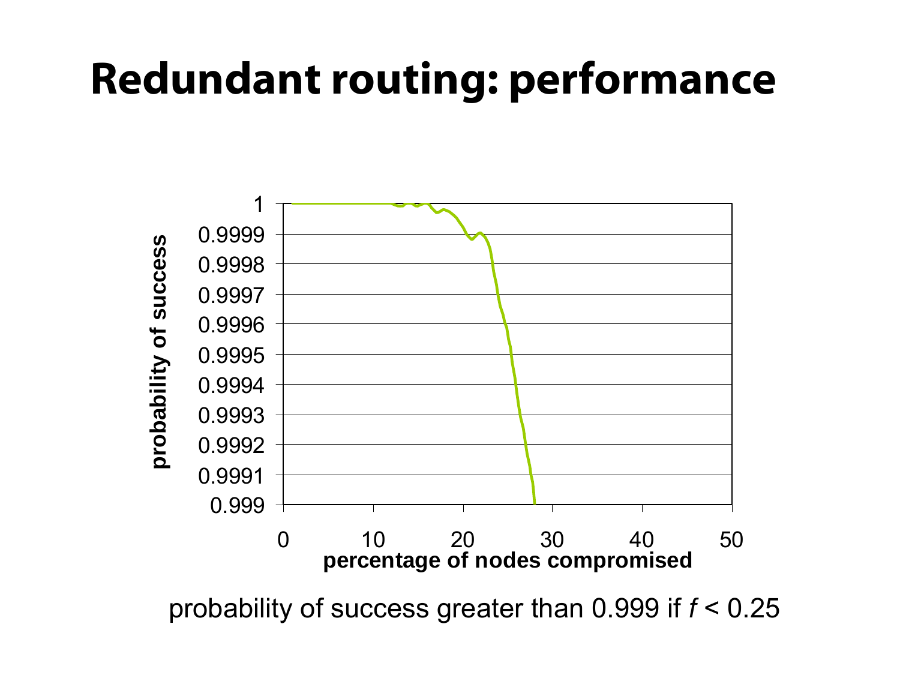# Redundant routing: performance

probability of success

1
0.9999
0.9998
0.9997
0.9996
0.9995
0.9994
0.9993
0.9992
0.9991
0.999

0 10 20 30 40 50

percentage of nodes compromised

probability of success greater than 0.999 if $f < 0.25$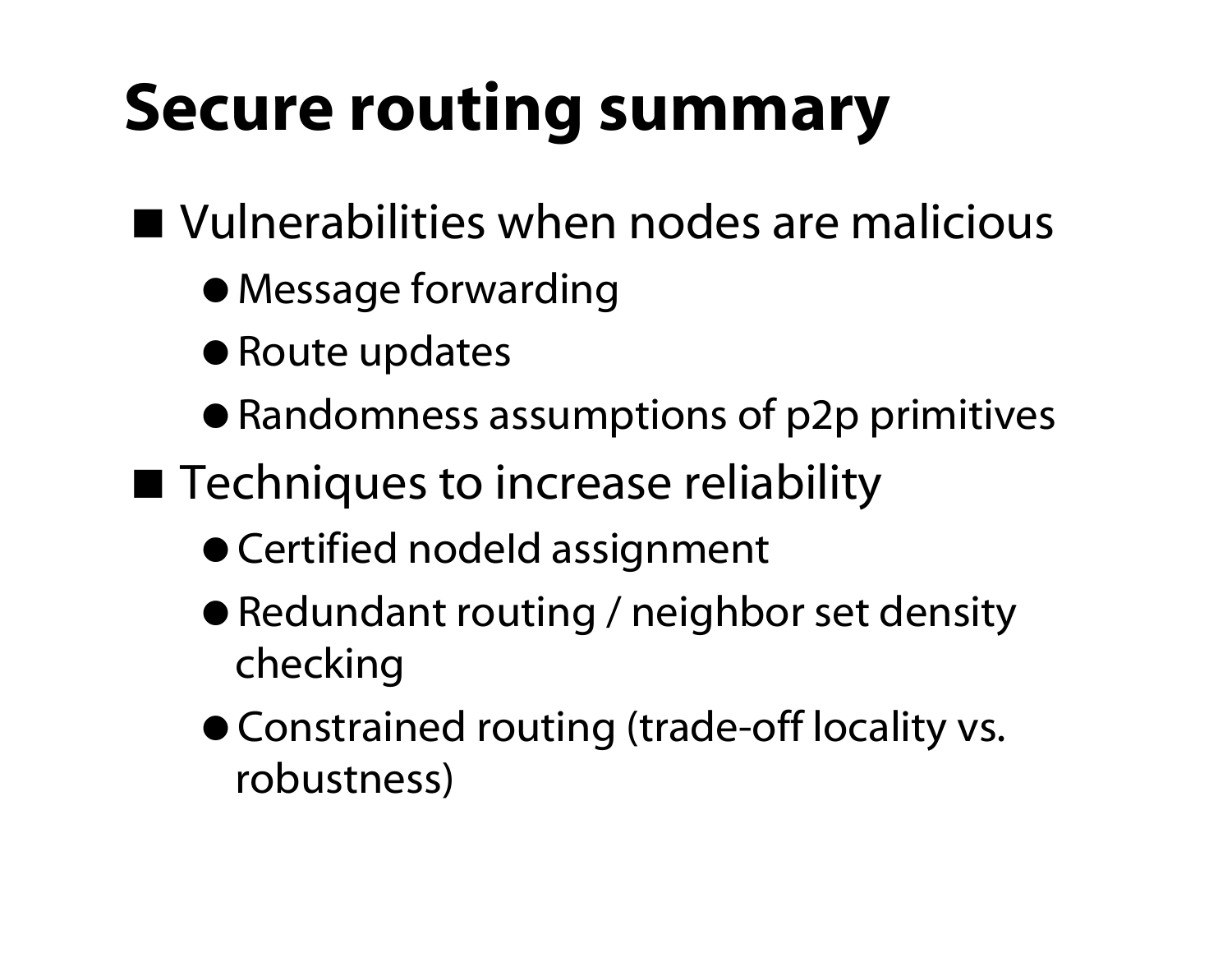# Secure routing summary

- Vulnerabilities when nodes are malicious
  - Message forwarding
  - Route updates
  - Randomness assumptions of p2p primitives
- Techniques to increase reliability
  - Certified nodeId assignment
  - Redundant routing / neighbor set density checking
  - Constrained routing (trade-off locality vs. robustness)